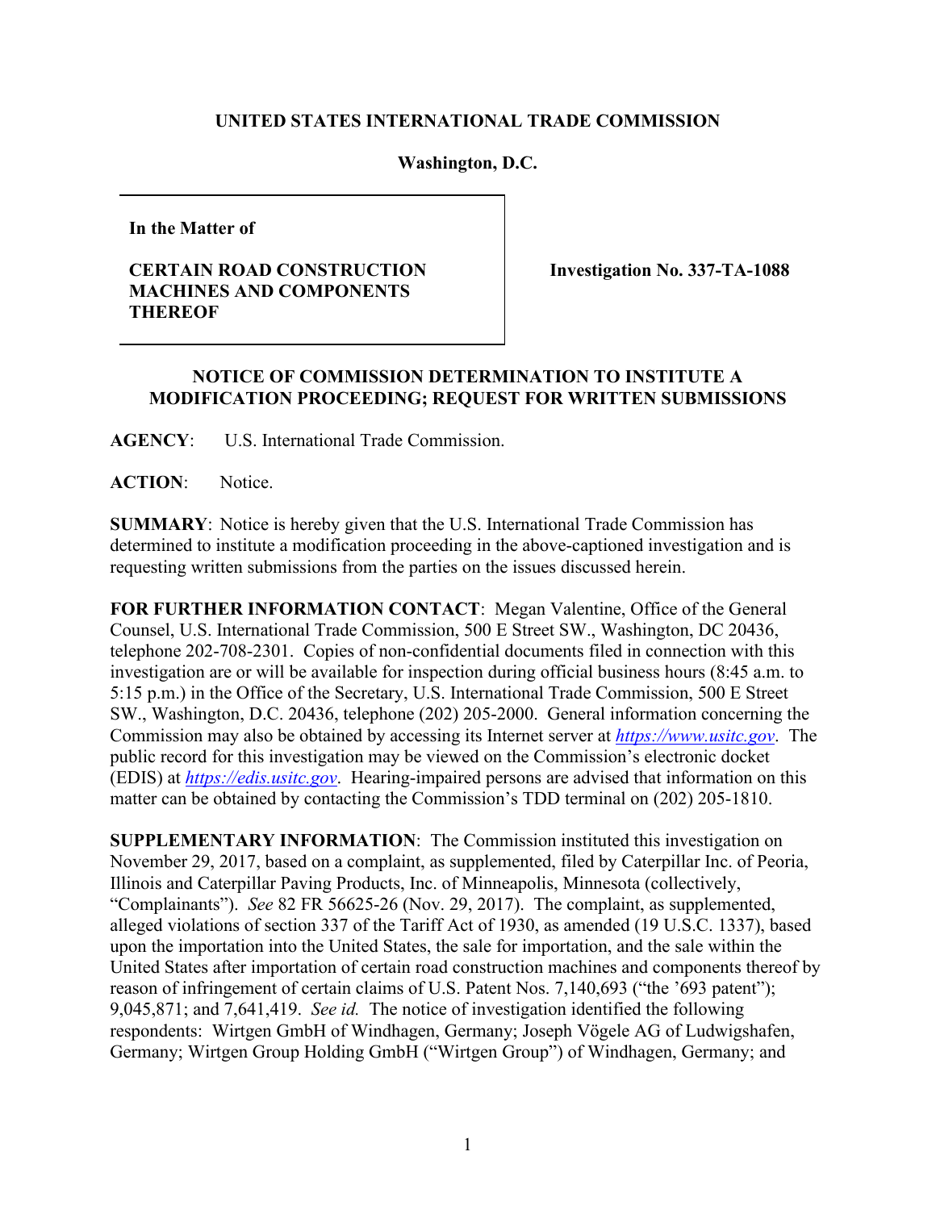**UNITED STATES INTERNATIONAL TRADE COMMISSION**

**Washington, D.C.**

| **In the Matter of** **CERTAIN ROAD CONSTRUCTION MACHINES AND COMPONENTS THEREOF** | **Investigation No. 337-TA-1088** |
|---|---|

**NOTICE OF COMMISSION DETERMINATION TO INSTITUTE A MODIFICATION PROCEEDING; REQUEST FOR WRITTEN SUBMISSIONS**

**AGENCY**: U.S. International Trade Commission.

**ACTION**: Notice.

**SUMMARY**: Notice is hereby given that the U.S. International Trade Commission has determined to institute a modification proceeding in the above-captioned investigation and is requesting written submissions from the parties on the issues discussed herein.

**FOR FURTHER INFORMATION CONTACT**: Megan Valentine, Office of the General Counsel, U.S. International Trade Commission, 500 E Street SW., Washington, DC 20436, telephone 202-708-2301. Copies of non-confidential documents filed in connection with this investigation are or will be available for inspection during official business hours (8:45 a.m. to 5:15 p.m.) in the Office of the Secretary, U.S. International Trade Commission, 500 E Street SW., Washington, D.C. 20436, telephone (202) 205-2000. General information concerning the Commission may also be obtained by accessing its Internet server at *https://www.usitc.gov*. The public record for this investigation may be viewed on the Commission's electronic docket (EDIS) at *https://edis.usitc.gov*. Hearing-impaired persons are advised that information on this matter can be obtained by contacting the Commission's TDD terminal on (202) 205-1810.

**SUPPLEMENTARY INFORMATION**: The Commission instituted this investigation on November 29, 2017, based on a complaint, as supplemented, filed by Caterpillar Inc. of Peoria, Illinois and Caterpillar Paving Products, Inc. of Minneapolis, Minnesota (collectively, "Complainants"). *See* 82 FR 56625-26 (Nov. 29, 2017). The complaint, as supplemented, alleged violations of section 337 of the Tariff Act of 1930, as amended (19 U.S.C. 1337), based upon the importation into the United States, the sale for importation, and the sale within the United States after importation of certain road construction machines and components thereof by reason of infringement of certain claims of U.S. Patent Nos. 7,140,693 ("the '693 patent"); 9,045,871; and 7,641,419. *See id.* The notice of investigation identified the following respondents: Wirtgen GmbH of Windhagen, Germany; Joseph Vögele AG of Ludwigshafen, Germany; Wirtgen Group Holding GmbH ("Wirtgen Group") of Windhagen, Germany; and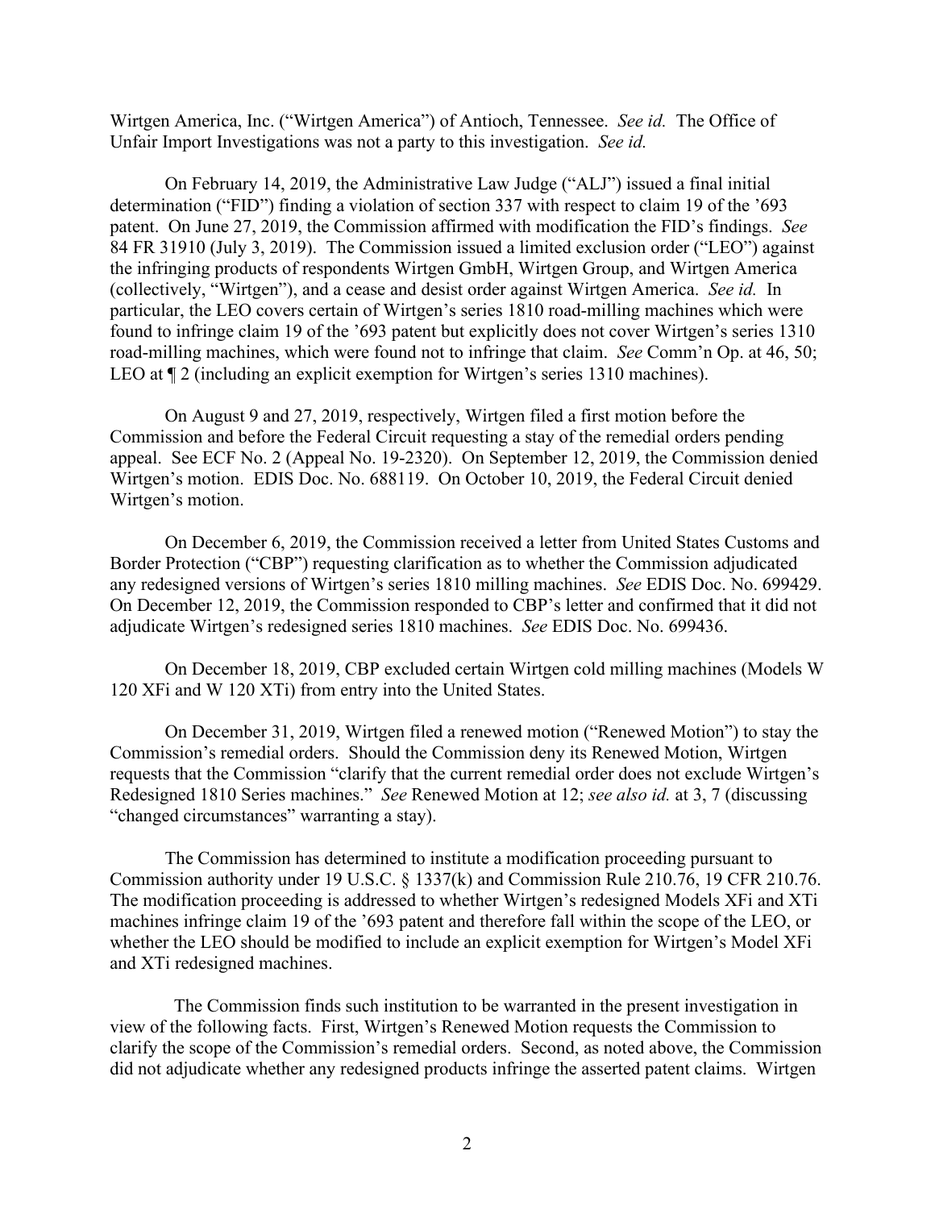Wirtgen America, Inc. ("Wirtgen America") of Antioch, Tennessee. *See id.* The Office of Unfair Import Investigations was not a party to this investigation. *See id.*

On February 14, 2019, the Administrative Law Judge ("ALJ") issued a final initial determination ("FID") finding a violation of section 337 with respect to claim 19 of the '693 patent. On June 27, 2019, the Commission affirmed with modification the FID's findings. *See* 84 FR 31910 (July 3, 2019). The Commission issued a limited exclusion order ("LEO") against the infringing products of respondents Wirtgen GmbH, Wirtgen Group, and Wirtgen America (collectively, "Wirtgen"), and a cease and desist order against Wirtgen America. *See id.* In particular, the LEO covers certain of Wirtgen's series 1810 road-milling machines which were found to infringe claim 19 of the '693 patent but explicitly does not cover Wirtgen's series 1310 road-milling machines, which were found not to infringe that claim. *See* Comm'n Op. at 46, 50; LEO at ¶ 2 (including an explicit exemption for Wirtgen's series 1310 machines).

On August 9 and 27, 2019, respectively, Wirtgen filed a first motion before the Commission and before the Federal Circuit requesting a stay of the remedial orders pending appeal. See ECF No. 2 (Appeal No. 19-2320). On September 12, 2019, the Commission denied Wirtgen's motion. EDIS Doc. No. 688119. On October 10, 2019, the Federal Circuit denied Wirtgen's motion.

On December 6, 2019, the Commission received a letter from United States Customs and Border Protection ("CBP") requesting clarification as to whether the Commission adjudicated any redesigned versions of Wirtgen's series 1810 milling machines. *See* EDIS Doc. No. 699429. On December 12, 2019, the Commission responded to CBP's letter and confirmed that it did not adjudicate Wirtgen's redesigned series 1810 machines. *See* EDIS Doc. No. 699436.

On December 18, 2019, CBP excluded certain Wirtgen cold milling machines (Models W 120 XFi and W 120 XTi) from entry into the United States.

On December 31, 2019, Wirtgen filed a renewed motion ("Renewed Motion") to stay the Commission's remedial orders. Should the Commission deny its Renewed Motion, Wirtgen requests that the Commission "clarify that the current remedial order does not exclude Wirtgen's Redesigned 1810 Series machines." *See* Renewed Motion at 12; *see also id.* at 3, 7 (discussing "changed circumstances" warranting a stay).

The Commission has determined to institute a modification proceeding pursuant to Commission authority under 19 U.S.C. § 1337(k) and Commission Rule 210.76, 19 CFR 210.76. The modification proceeding is addressed to whether Wirtgen's redesigned Models XFi and XTi machines infringe claim 19 of the '693 patent and therefore fall within the scope of the LEO, or whether the LEO should be modified to include an explicit exemption for Wirtgen's Model XFi and XTi redesigned machines.

The Commission finds such institution to be warranted in the present investigation in view of the following facts. First, Wirtgen's Renewed Motion requests the Commission to clarify the scope of the Commission's remedial orders. Second, as noted above, the Commission did not adjudicate whether any redesigned products infringe the asserted patent claims. Wirtgen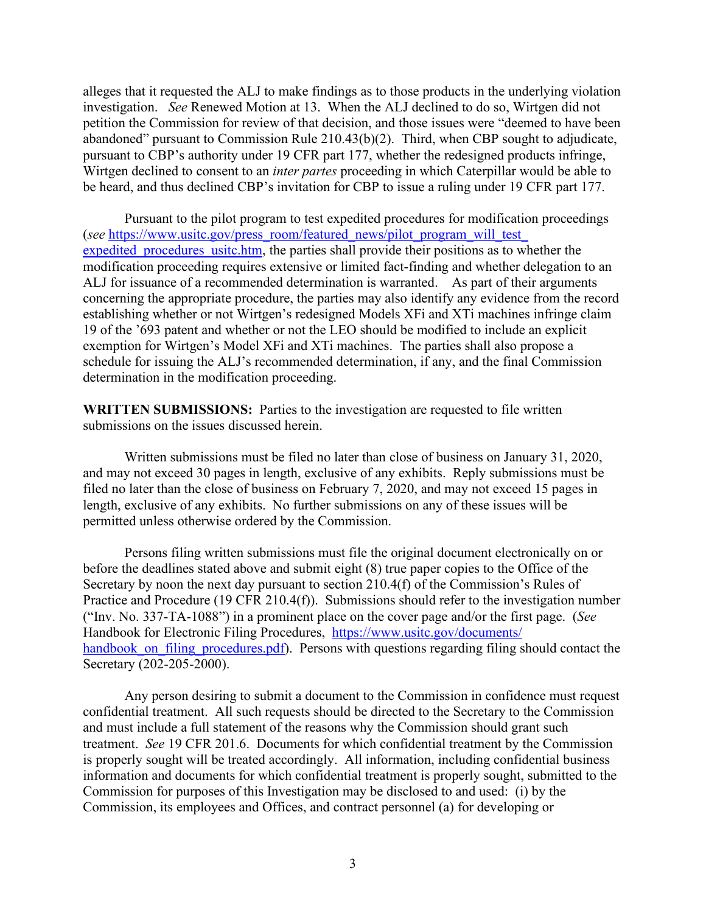alleges that it requested the ALJ to make findings as to those products in the underlying violation investigation. *See* Renewed Motion at 13. When the ALJ declined to do so, Wirtgen did not petition the Commission for review of that decision, and those issues were "deemed to have been abandoned" pursuant to Commission Rule 210.43(b)(2). Third, when CBP sought to adjudicate, pursuant to CBP's authority under 19 CFR part 177, whether the redesigned products infringe, Wirtgen declined to consent to an *inter partes* proceeding in which Caterpillar would be able to be heard, and thus declined CBP's invitation for CBP to issue a ruling under 19 CFR part 177.

Pursuant to the pilot program to test expedited procedures for modification proceedings (*see* https://www.usitc.gov/press_room/featured_news/pilot_program_will_test_expedited_procedures_usitc.htm, the parties shall provide their positions as to whether the modification proceeding requires extensive or limited fact-finding and whether delegation to an ALJ for issuance of a recommended determination is warranted. As part of their arguments concerning the appropriate procedure, the parties may also identify any evidence from the record establishing whether or not Wirtgen's redesigned Models XFi and XTi machines infringe claim 19 of the '693 patent and whether or not the LEO should be modified to include an explicit exemption for Wirtgen's Model XFi and XTi machines. The parties shall also propose a schedule for issuing the ALJ's recommended determination, if any, and the final Commission determination in the modification proceeding.

**WRITTEN SUBMISSIONS:** Parties to the investigation are requested to file written submissions on the issues discussed herein.

Written submissions must be filed no later than close of business on January 31, 2020, and may not exceed 30 pages in length, exclusive of any exhibits. Reply submissions must be filed no later than the close of business on February 7, 2020, and may not exceed 15 pages in length, exclusive of any exhibits. No further submissions on any of these issues will be permitted unless otherwise ordered by the Commission.

Persons filing written submissions must file the original document electronically on or before the deadlines stated above and submit eight (8) true paper copies to the Office of the Secretary by noon the next day pursuant to section 210.4(f) of the Commission's Rules of Practice and Procedure (19 CFR 210.4(f)). Submissions should refer to the investigation number ("Inv. No. 337-TA-1088") in a prominent place on the cover page and/or the first page. (*See* Handbook for Electronic Filing Procedures, https://www.usitc.gov/documents/handbook_on_filing_procedures.pdf). Persons with questions regarding filing should contact the Secretary (202-205-2000).

Any person desiring to submit a document to the Commission in confidence must request confidential treatment. All such requests should be directed to the Secretary to the Commission and must include a full statement of the reasons why the Commission should grant such treatment. *See* 19 CFR 201.6. Documents for which confidential treatment by the Commission is properly sought will be treated accordingly. All information, including confidential business information and documents for which confidential treatment is properly sought, submitted to the Commission for purposes of this Investigation may be disclosed to and used: (i) by the Commission, its employees and Offices, and contract personnel (a) for developing or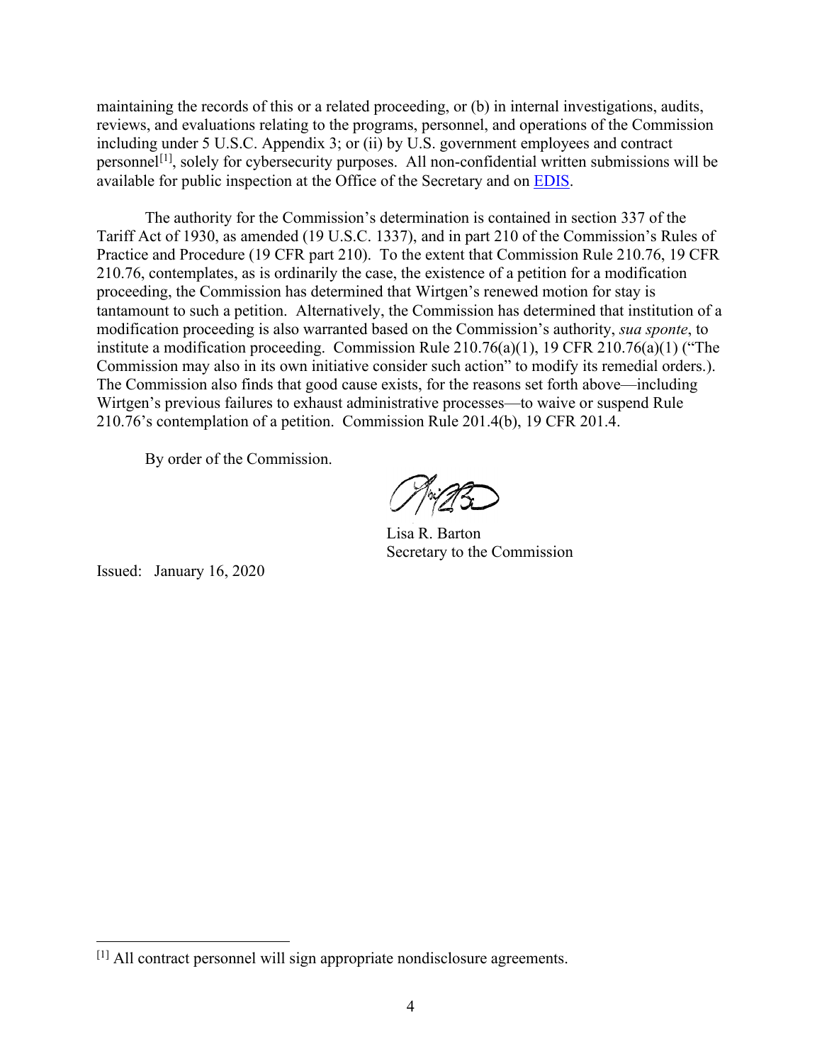maintaining the records of this or a related proceeding, or (b) in internal investigations, audits, reviews, and evaluations relating to the programs, personnel, and operations of the Commission including under 5 U.S.C. Appendix 3; or (ii) by U.S. government employees and contract personnel[1], solely for cybersecurity purposes. All non-confidential written submissions will be available for public inspection at the Office of the Secretary and on EDIS.

The authority for the Commission's determination is contained in section 337 of the Tariff Act of 1930, as amended (19 U.S.C. 1337), and in part 210 of the Commission's Rules of Practice and Procedure (19 CFR part 210). To the extent that Commission Rule 210.76, 19 CFR 210.76, contemplates, as is ordinarily the case, the existence of a petition for a modification proceeding, the Commission has determined that Wirtgen's renewed motion for stay is tantamount to such a petition. Alternatively, the Commission has determined that institution of a modification proceeding is also warranted based on the Commission's authority, *sua sponte*, to institute a modification proceeding. Commission Rule 210.76(a)(1), 19 CFR 210.76(a)(1) ("The Commission may also in its own initiative consider such action" to modify its remedial orders.). The Commission also finds that good cause exists, for the reasons set forth above—including Wirtgen's previous failures to exhaust administrative processes—to waive or suspend Rule 210.76's contemplation of a petition. Commission Rule 201.4(b), 19 CFR 201.4.

By order of the Commission.

Lisa R. Barton
Secretary to the Commission

Issued: January 16, 2020

[1] All contract personnel will sign appropriate nondisclosure agreements.